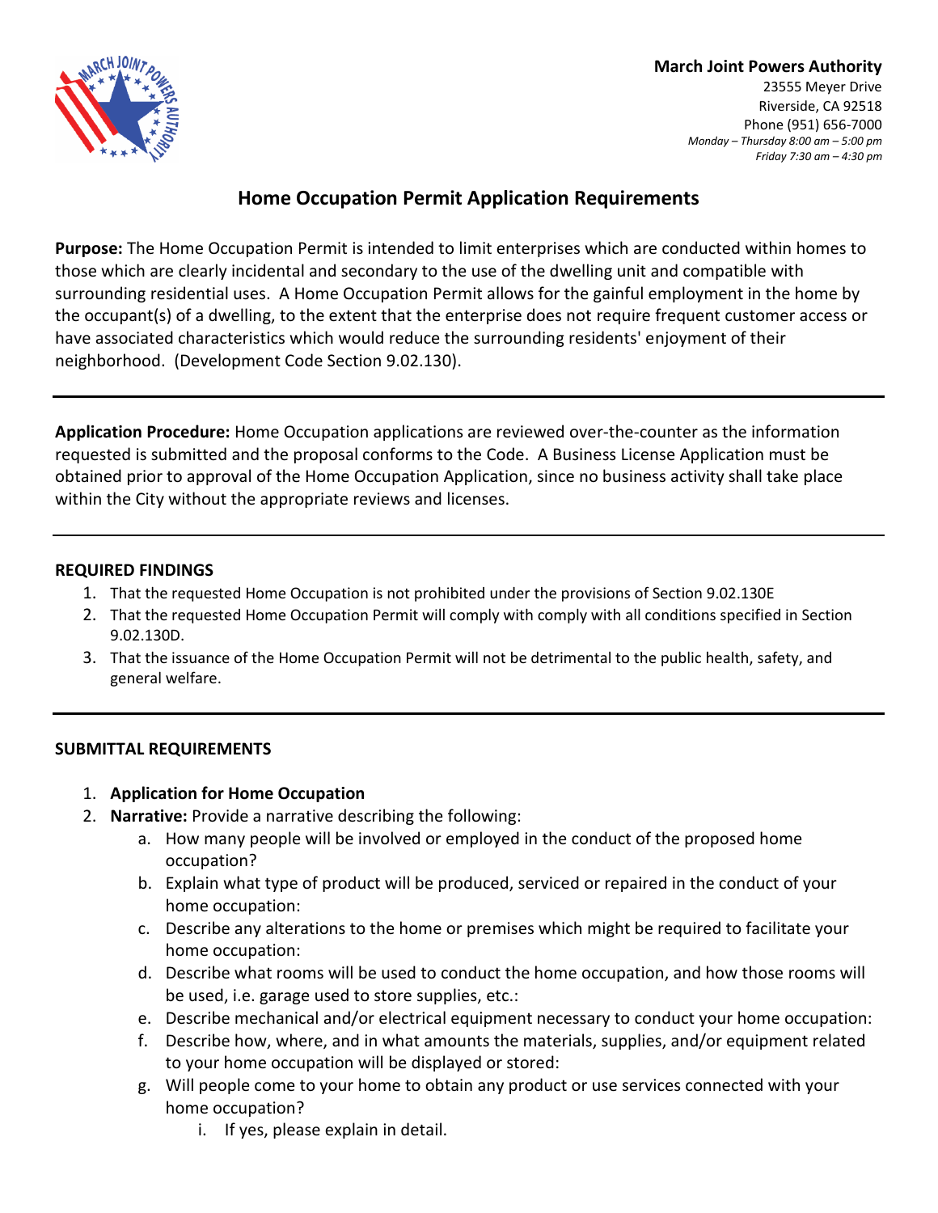**March Joint Powers Authority**
23555 Meyer Drive
Riverside, CA 92518
Phone (951) 656-7000
*Monday – Thursday 8:00 am – 5:00 pm*
*Friday 7:30 am – 4:30 pm*

# Home Occupation Permit Application Requirements

**Purpose:** The Home Occupation Permit is intended to limit enterprises which are conducted within homes to those which are clearly incidental and secondary to the use of the dwelling unit and compatible with surrounding residential uses. A Home Occupation Permit allows for the gainful employment in the home by the occupant(s) of a dwelling, to the extent that the enterprise does not require frequent customer access or have associated characteristics which would reduce the surrounding residents' enjoyment of their neighborhood. (Development Code Section 9.02.130).

---

**Application Procedure:** Home Occupation applications are reviewed over-the-counter as the information requested is submitted and the proposal conforms to the Code. A Business License Application must be obtained prior to approval of the Home Occupation Application, since no business activity shall take place within the City without the appropriate reviews and licenses.

---

**REQUIRED FINDINGS**

1. That the requested Home Occupation is not prohibited under the provisions of Section 9.02.130E
2. That the requested Home Occupation Permit will comply with comply with all conditions specified in Section 9.02.130D.
3. That the issuance of the Home Occupation Permit will not be detrimental to the public health, safety, and general welfare.

---

**SUBMITTAL REQUIREMENTS**

1. **Application for Home Occupation**
2. **Narrative:** Provide a narrative describing the following:
    a. How many people will be involved or employed in the conduct of the proposed home occupation?
    b. Explain what type of product will be produced, serviced or repaired in the conduct of your home occupation:
    c. Describe any alterations to the home or premises which might be required to facilitate your home occupation:
    d. Describe what rooms will be used to conduct the home occupation, and how those rooms will be used, i.e. garage used to store supplies, etc.:
    e. Describe mechanical and/or electrical equipment necessary to conduct your home occupation:
    f. Describe how, where, and in what amounts the materials, supplies, and/or equipment related to your home occupation will be displayed or stored:
    g. Will people come to your home to obtain any product or use services connected with your home occupation?
        i. If yes, please explain in detail.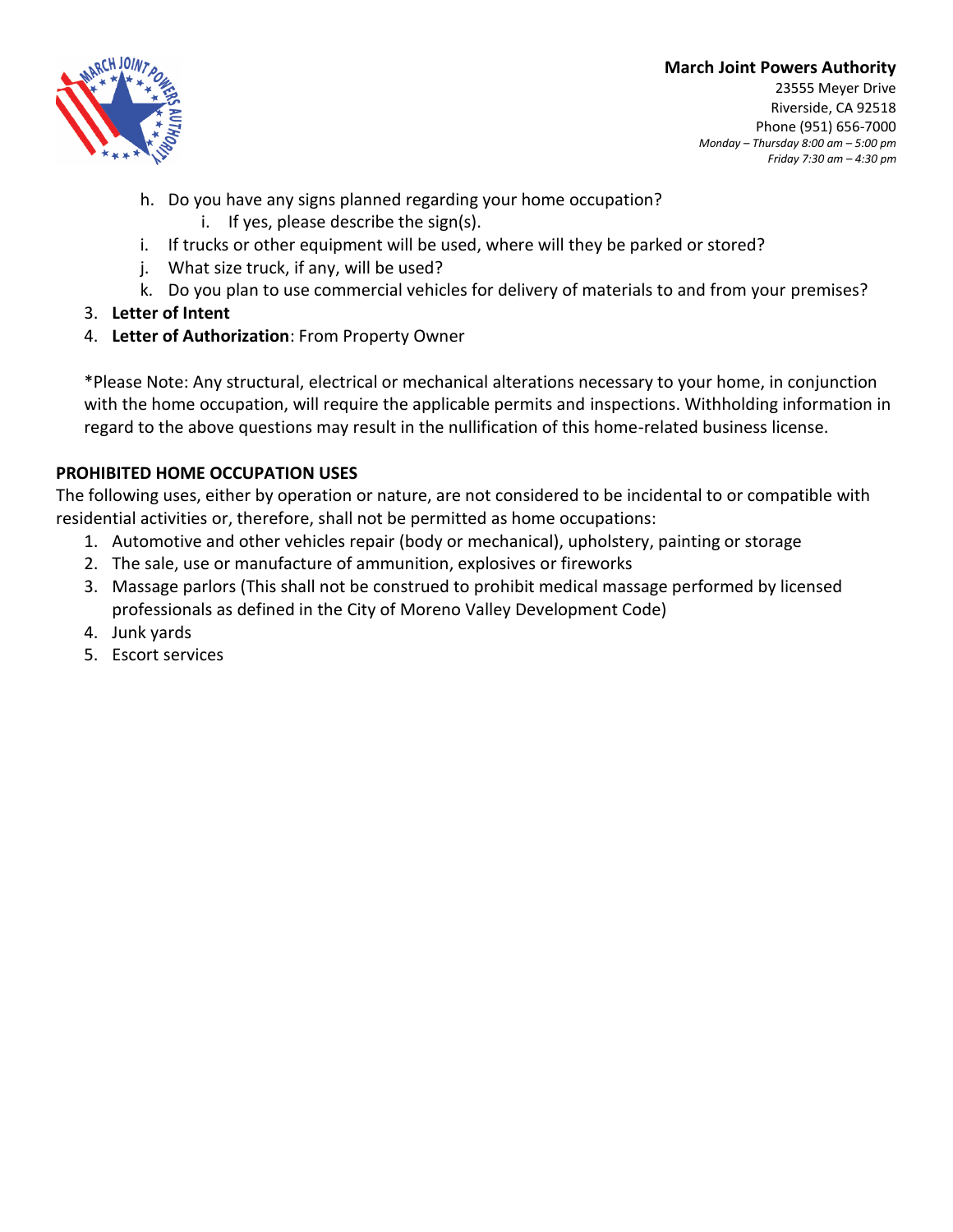h. Do you have any signs planned regarding your home occupation?
      i. If yes, please describe the sign(s).
   i. If trucks or other equipment will be used, where will they be parked or stored?
   j. What size truck, if any, will be used?
   k. Do you plan to use commercial vehicles for delivery of materials to and from your premises?

3. **Letter of Intent**
4. **Letter of Authorization**: From Property Owner

*Please Note: Any structural, electrical or mechanical alterations necessary to your home, in conjunction with the home occupation, will require the applicable permits and inspections. Withholding information in regard to the above questions may result in the nullification of this home-related business license.

**PROHIBITED HOME OCCUPATION USES**

The following uses, either by operation or nature, are not considered to be incidental to or compatible with residential activities or, therefore, shall not be permitted as home occupations:

1. Automotive and other vehicles repair (body or mechanical), upholstery, painting or storage
2. The sale, use or manufacture of ammunition, explosives or fireworks
3. Massage parlors (This shall not be construed to prohibit medical massage performed by licensed professionals as defined in the City of Moreno Valley Development Code)
4. Junk yards
5. Escort services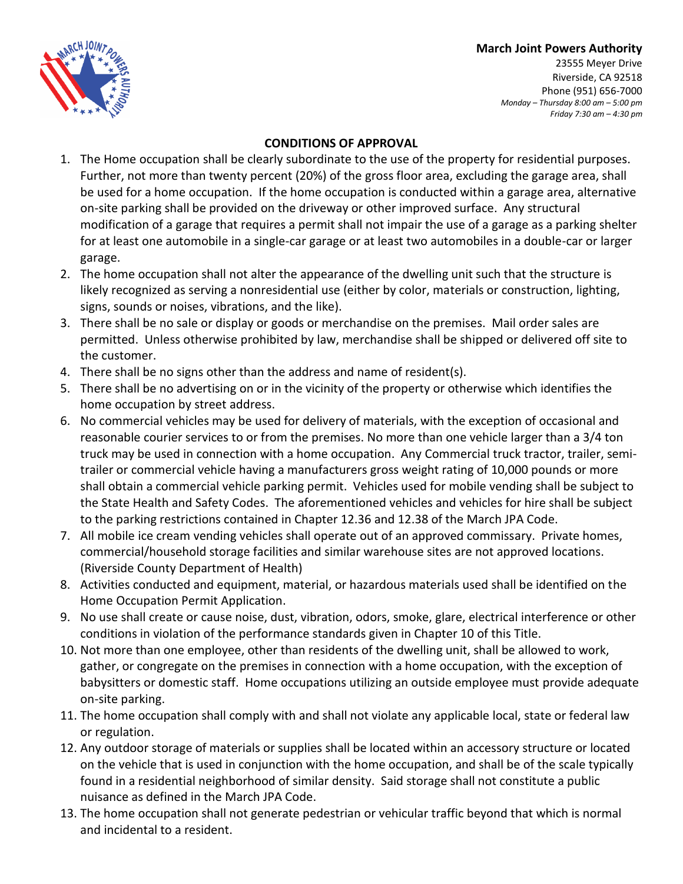**March Joint Powers Authority**
23555 Meyer Drive
Riverside, CA 92518
Phone (951) 656-7000
*Monday – Thursday 8:00 am – 5:00 pm*
*Friday 7:30 am – 4:30 pm*

## CONDITIONS OF APPROVAL

1. The Home occupation shall be clearly subordinate to the use of the property for residential purposes. Further, not more than twenty percent (20%) of the gross floor area, excluding the garage area, shall be used for a home occupation. If the home occupation is conducted within a garage area, alternative on-site parking shall be provided on the driveway or other improved surface. Any structural modification of a garage that requires a permit shall not impair the use of a garage as a parking shelter for at least one automobile in a single-car garage or at least two automobiles in a double-car or larger garage.
2. The home occupation shall not alter the appearance of the dwelling unit such that the structure is likely recognized as serving a nonresidential use (either by color, materials or construction, lighting, signs, sounds or noises, vibrations, and the like).
3. There shall be no sale or display or goods or merchandise on the premises. Mail order sales are permitted. Unless otherwise prohibited by law, merchandise shall be shipped or delivered off site to the customer.
4. There shall be no signs other than the address and name of resident(s).
5. There shall be no advertising on or in the vicinity of the property or otherwise which identifies the home occupation by street address.
6. No commercial vehicles may be used for delivery of materials, with the exception of occasional and reasonable courier services to or from the premises. No more than one vehicle larger than a 3/4 ton truck may be used in connection with a home occupation. Any Commercial truck tractor, trailer, semi-trailer or commercial vehicle having a manufacturers gross weight rating of 10,000 pounds or more shall obtain a commercial vehicle parking permit. Vehicles used for mobile vending shall be subject to the State Health and Safety Codes. The aforementioned vehicles and vehicles for hire shall be subject to the parking restrictions contained in Chapter 12.36 and 12.38 of the March JPA Code.
7. All mobile ice cream vending vehicles shall operate out of an approved commissary. Private homes, commercial/household storage facilities and similar warehouse sites are not approved locations. (Riverside County Department of Health)
8. Activities conducted and equipment, material, or hazardous materials used shall be identified on the Home Occupation Permit Application.
9. No use shall create or cause noise, dust, vibration, odors, smoke, glare, electrical interference or other conditions in violation of the performance standards given in Chapter 10 of this Title.
10. Not more than one employee, other than residents of the dwelling unit, shall be allowed to work, gather, or congregate on the premises in connection with a home occupation, with the exception of babysitters or domestic staff. Home occupations utilizing an outside employee must provide adequate on-site parking.
11. The home occupation shall comply with and shall not violate any applicable local, state or federal law or regulation.
12. Any outdoor storage of materials or supplies shall be located within an accessory structure or located on the vehicle that is used in conjunction with the home occupation, and shall be of the scale typically found in a residential neighborhood of similar density. Said storage shall not constitute a public nuisance as defined in the March JPA Code.
13. The home occupation shall not generate pedestrian or vehicular traffic beyond that which is normal and incidental to a resident.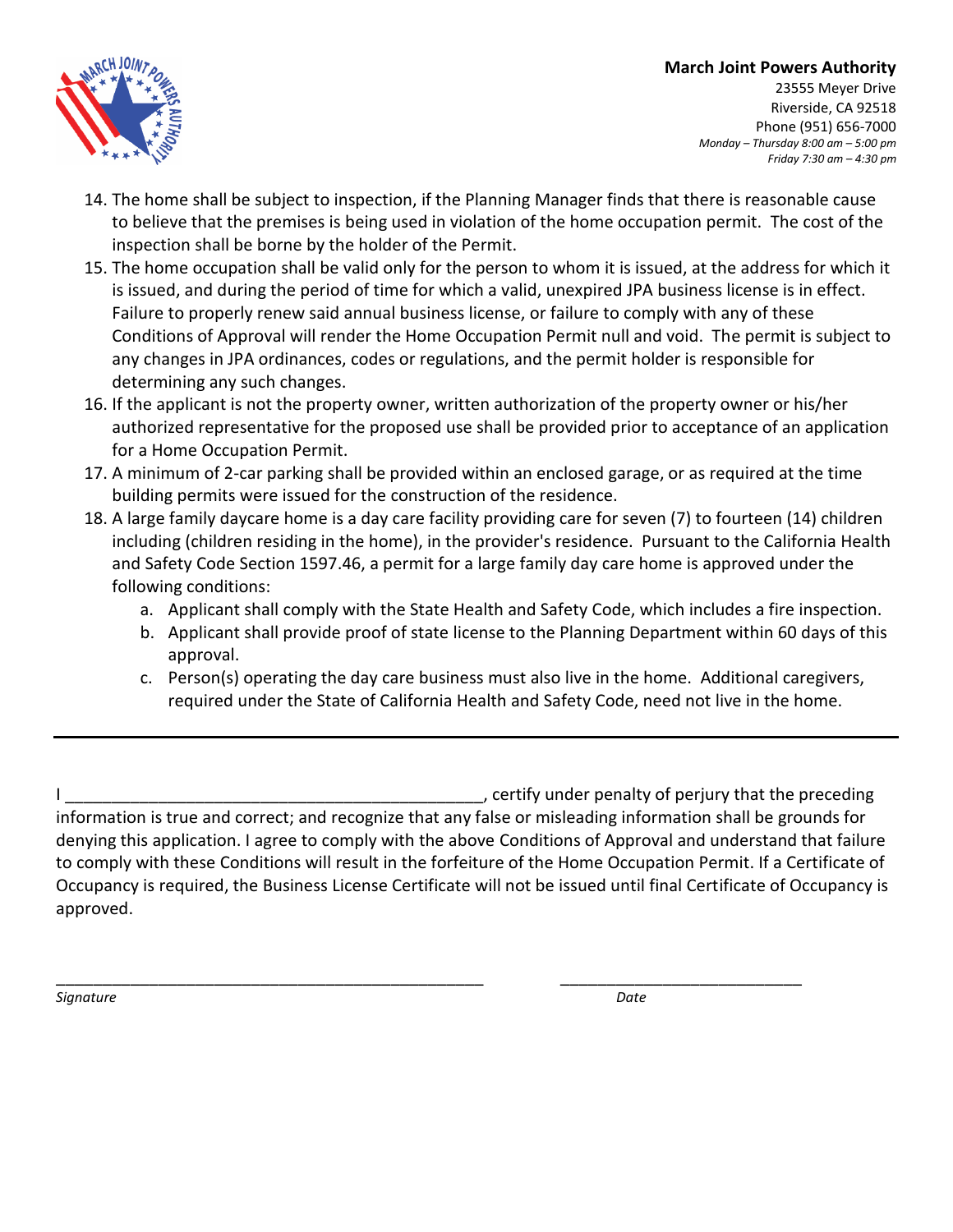**March Joint Powers Authority**
23555 Meyer Drive
Riverside, CA 92518
Phone (951) 656-7000
*Monday – Thursday 8:00 am – 5:00 pm*
*Friday 7:30 am – 4:30 pm*

14. The home shall be subject to inspection, if the Planning Manager finds that there is reasonable cause to believe that the premises is being used in violation of the home occupation permit. The cost of the inspection shall be borne by the holder of the Permit.
15. The home occupation shall be valid only for the person to whom it is issued, at the address for which it is issued, and during the period of time for which a valid, unexpired JPA business license is in effect. Failure to properly renew said annual business license, or failure to comply with any of these Conditions of Approval will render the Home Occupation Permit null and void. The permit is subject to any changes in JPA ordinances, codes or regulations, and the permit holder is responsible for determining any such changes.
16. If the applicant is not the property owner, written authorization of the property owner or his/her authorized representative for the proposed use shall be provided prior to acceptance of an application for a Home Occupation Permit.
17. A minimum of 2-car parking shall be provided within an enclosed garage, or as required at the time building permits were issued for the construction of the residence.
18. A large family daycare home is a day care facility providing care for seven (7) to fourteen (14) children including (children residing in the home), in the provider's residence. Pursuant to the California Health and Safety Code Section 1597.46, a permit for a large family day care home is approved under the following conditions:
    a. Applicant shall comply with the State Health and Safety Code, which includes a fire inspection.
    b. Applicant shall provide proof of state license to the Planning Department within 60 days of this approval.
    c. Person(s) operating the day care business must also live in the home. Additional caregivers, required under the State of California Health and Safety Code, need not live in the home.

---

I ______________________________________________, certify under penalty of perjury that the preceding information is true and correct; and recognize that any false or misleading information shall be grounds for denying this application. I agree to comply with the above Conditions of Approval and understand that failure to comply with these Conditions will result in the forfeiture of the Home Occupation Permit. If a Certificate of Occupancy is required, the Business License Certificate will not be issued until final Certificate of Occupancy is approved.

_______________________________________________ ___________________________

*Signature* *Date*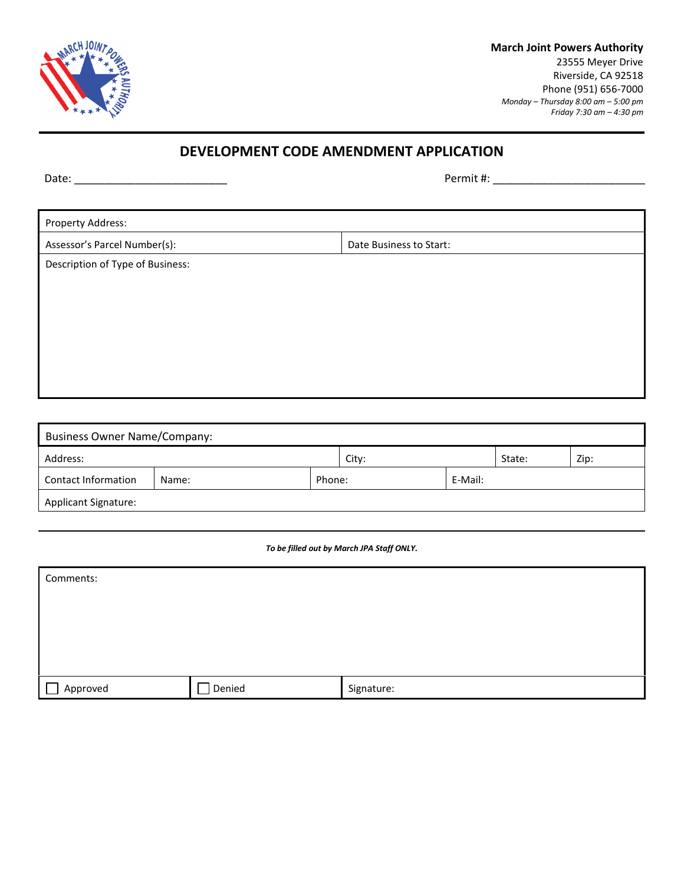**March Joint Powers Authority**
23555 Meyer Drive
Riverside, CA 92518
Phone (951) 656-7000
*Monday – Thursday 8:00 am – 5:00 pm*
*Friday 7:30 am – 4:30 pm*

# DEVELOPMENT CODE AMENDMENT APPLICATION

Date: ________________________ Permit #: ________________________

| | |
|---|---|
| Property Address: | |
| Assessor's Parcel Number(s): | Date Business to Start: |
| Description of Type of Business: | |

| | | | | | |
|---|---|---|---|---|---|
| Business Owner Name/Company: | | | | | |
| Address: | | City: | | State: | Zip: |
| Contact Information | Name: | Phone: | E-Mail: | | |
| Applicant Signature: | | | | | |

***To be filled out by March JPA Staff ONLY.***

| | | |
|---|---|---|
| Comments: | | |
| ☐ Approved | ☐ Denied | Signature: |